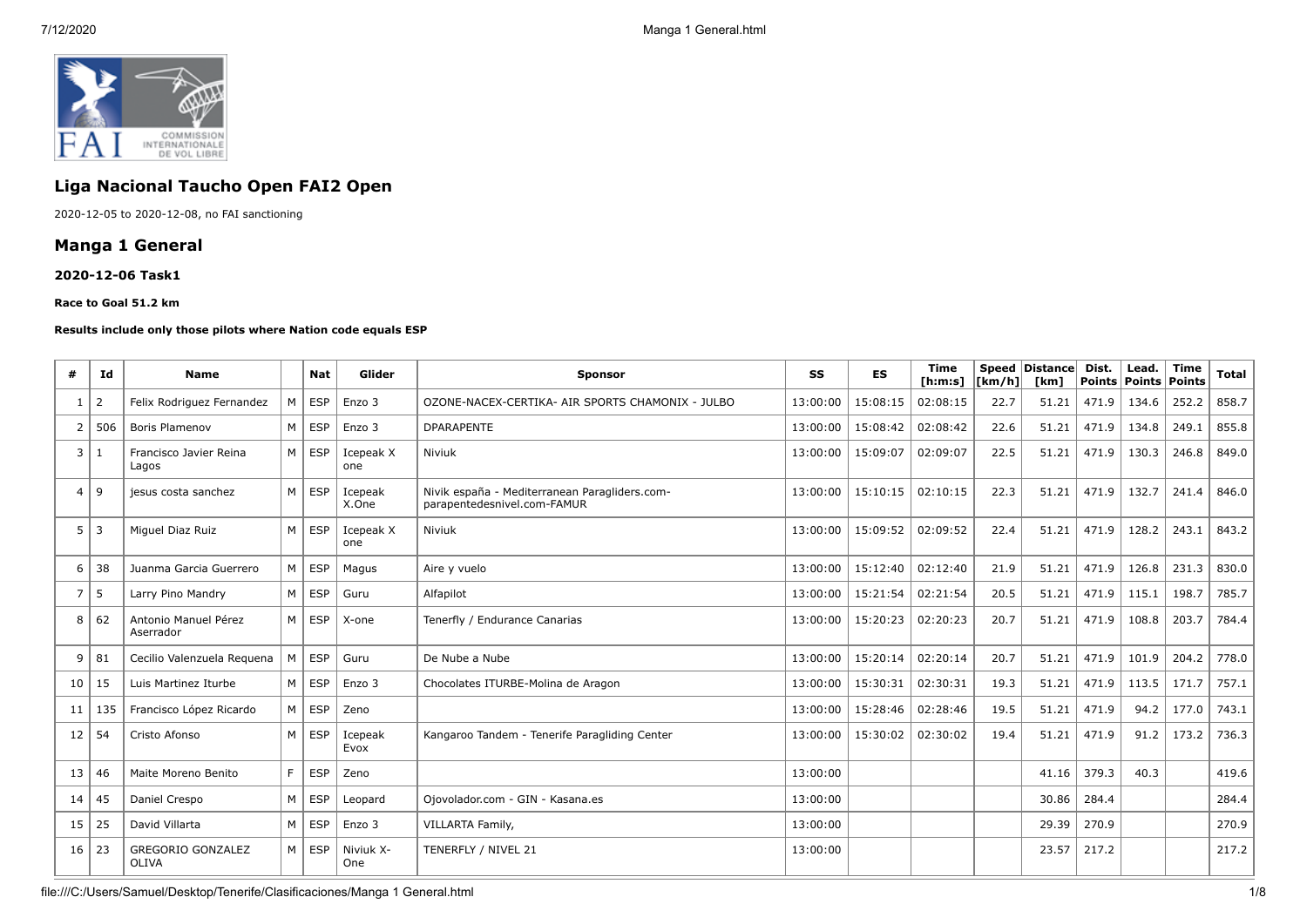## Liga Nacional Taucho Open FAI2 Open

2020-12-05 to 2020-12-08, no FAI sanctioning

## Manga 1 General

#### 2020-12-06 Task1

**Race to Goal 51.2 km**

**Results include only those pilots where Nation code equals ESP**

| # | Id | Name | | Nat | Glider | Sponsor | SS | ES | Time [h:m:s] | Speed [km/h] | Distance [km] | Dist. Points | Lead. Points | Time Points | Total |
|---|---|---|---|---|---|---|---|---|---|---|---|---|---|---|---|
| 1 | 2 | Felix Rodriguez Fernandez | M | ESP | Enzo 3 | OZONE-NACEX-CERTIKA- AIR SPORTS CHAMONIX - JULBO | 13:00:00 | 15:08:15 | 02:08:15 | 22.7 | 51.21 | 471.9 | 134.6 | 252.2 | 858.7 |
| 2 | 506 | Boris Plamenov | M | ESP | Enzo 3 | DPARAPENTE | 13:00:00 | 15:08:42 | 02:08:42 | 22.6 | 51.21 | 471.9 | 134.8 | 249.1 | 855.8 |
| 3 | 1 | Francisco Javier Reina Lagos | M | ESP | Icepeak X one | Niviuk | 13:00:00 | 15:09:07 | 02:09:07 | 22.5 | 51.21 | 471.9 | 130.3 | 246.8 | 849.0 |
| 4 | 9 | jesus costa sanchez | M | ESP | Icepeak X.One | Nivik españa - Mediterranean Paragliders.com-parapentedesnivel.com-FAMUR | 13:00:00 | 15:10:15 | 02:10:15 | 22.3 | 51.21 | 471.9 | 132.7 | 241.4 | 846.0 |
| 5 | 3 | Miguel Diaz Ruiz | M | ESP | Icepeak X one | Niviuk | 13:00:00 | 15:09:52 | 02:09:52 | 22.4 | 51.21 | 471.9 | 128.2 | 243.1 | 843.2 |
| 6 | 38 | Juanma Garcia Guerrero | M | ESP | Magus | Aire y vuelo | 13:00:00 | 15:12:40 | 02:12:40 | 21.9 | 51.21 | 471.9 | 126.8 | 231.3 | 830.0 |
| 7 | 5 | Larry Pino Mandry | M | ESP | Guru | Alfapilot | 13:00:00 | 15:21:54 | 02:21:54 | 20.5 | 51.21 | 471.9 | 115.1 | 198.7 | 785.7 |
| 8 | 62 | Antonio Manuel Pérez Aserrador | M | ESP | X-one | Tenerfly / Endurance Canarias | 13:00:00 | 15:20:23 | 02:20:23 | 20.7 | 51.21 | 471.9 | 108.8 | 203.7 | 784.4 |
| 9 | 81 | Cecilio Valenzuela Requena | M | ESP | Guru | De Nube a Nube | 13:00:00 | 15:20:14 | 02:20:14 | 20.7 | 51.21 | 471.9 | 101.9 | 204.2 | 778.0 |
| 10 | 15 | Luis Martinez Iturbe | M | ESP | Enzo 3 | Chocolates ITURBE-Molina de Aragon | 13:00:00 | 15:30:31 | 02:30:31 | 19.3 | 51.21 | 471.9 | 113.5 | 171.7 | 757.1 |
| 11 | 135 | Francisco López Ricardo | M | ESP | Zeno | | 13:00:00 | 15:28:46 | 02:28:46 | 19.5 | 51.21 | 471.9 | 94.2 | 177.0 | 743.1 |
| 12 | 54 | Cristo Afonso | M | ESP | Icepeak Evox | Kangaroo Tandem - Tenerife Paragliding Center | 13:00:00 | 15:30:02 | 02:30:02 | 19.4 | 51.21 | 471.9 | 91.2 | 173.2 | 736.3 |
| 13 | 46 | Maite Moreno Benito | F | ESP | Zeno | | 13:00:00 | | | | 41.16 | 379.3 | 40.3 | | 419.6 |
| 14 | 45 | Daniel Crespo | M | ESP | Leopard | Ojovolador.com - GIN - Kasana.es | 13:00:00 | | | | 30.86 | 284.4 | | | 284.4 |
| 15 | 25 | David Villarta | M | ESP | Enzo 3 | VILLARTA Family, | 13:00:00 | | | | 29.39 | 270.9 | | | 270.9 |
| 16 | 23 | GREGORIO GONZALEZ OLIVA | M | ESP | Niviuk X-One | TENERFLY / NIVEL 21 | 13:00:00 | | | | 23.57 | 217.2 | | | 217.2 |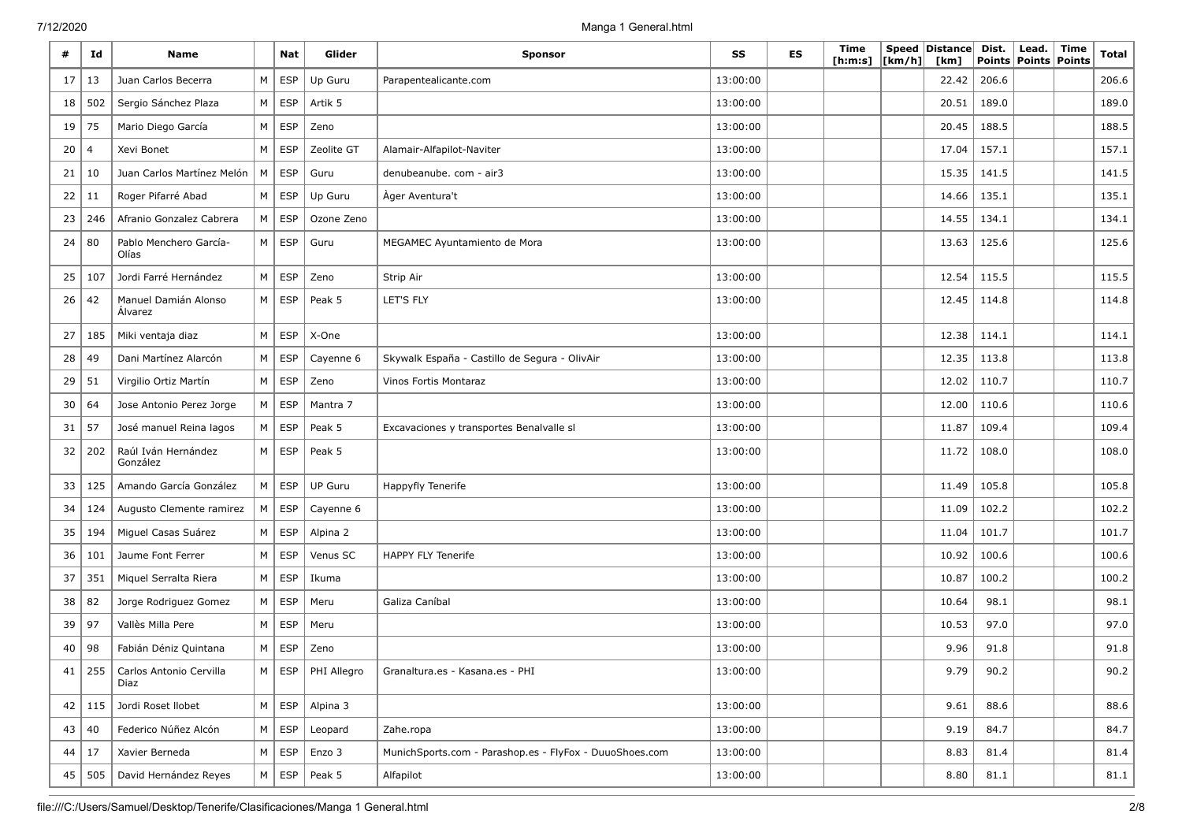| # | Id | Name | | Nat | Glider | Sponsor | SS | ES | Time [h:m:s] | Speed [km/h] | Distance [km] | Dist. Points | Lead. Points | Time Points | Total |
|---|---|---|---|---|---|---|---|---|---|---|---|---|---|---|---|
| 17 | 13 | Juan Carlos Becerra | M | ESP | Up Guru | Parapentealicante.com | 13:00:00 | | | | 22.42 | 206.6 | | | 206.6 |
| 18 | 502 | Sergio Sánchez Plaza | M | ESP | Artik 5 | | 13:00:00 | | | | 20.51 | 189.0 | | | 189.0 |
| 19 | 75 | Mario Diego García | M | ESP | Zeno | | 13:00:00 | | | | 20.45 | 188.5 | | | 188.5 |
| 20 | 4 | Xevi Bonet | M | ESP | Zeolite GT | Alamair-Alfapilot-Naviter | 13:00:00 | | | | 17.04 | 157.1 | | | 157.1 |
| 21 | 10 | Juan Carlos Martínez Melón | M | ESP | Guru | denubeanube. com - air3 | 13:00:00 | | | | 15.35 | 141.5 | | | 141.5 |
| 22 | 11 | Roger Pifarré Abad | M | ESP | Up Guru | Àger Aventura't | 13:00:00 | | | | 14.66 | 135.1 | | | 135.1 |
| 23 | 246 | Afranio Gonzalez Cabrera | M | ESP | Ozone Zeno | | 13:00:00 | | | | 14.55 | 134.1 | | | 134.1 |
| 24 | 80 | Pablo Menchero García-Olías | M | ESP | Guru | MEGAMEC Ayuntamiento de Mora | 13:00:00 | | | | 13.63 | 125.6 | | | 125.6 |
| 25 | 107 | Jordi Farré Hernández | M | ESP | Zeno | Strip Air | 13:00:00 | | | | 12.54 | 115.5 | | | 115.5 |
| 26 | 42 | Manuel Damián Alonso Álvarez | M | ESP | Peak 5 | LET'S FLY | 13:00:00 | | | | 12.45 | 114.8 | | | 114.8 |
| 27 | 185 | Miki ventaja diaz | M | ESP | X-One | | 13:00:00 | | | | 12.38 | 114.1 | | | 114.1 |
| 28 | 49 | Dani Martínez Alarcón | M | ESP | Cayenne 6 | Skywalk España - Castillo de Segura - OlivAir | 13:00:00 | | | | 12.35 | 113.8 | | | 113.8 |
| 29 | 51 | Virgilio Ortiz Martín | M | ESP | Zeno | Vinos Fortis Montaraz | 13:00:00 | | | | 12.02 | 110.7 | | | 110.7 |
| 30 | 64 | Jose Antonio Perez Jorge | M | ESP | Mantra 7 | | 13:00:00 | | | | 12.00 | 110.6 | | | 110.6 |
| 31 | 57 | José manuel Reina lagos | M | ESP | Peak 5 | Excavaciones y transportes Benalvalle sl | 13:00:00 | | | | 11.87 | 109.4 | | | 109.4 |
| 32 | 202 | Raúl Iván Hernández González | M | ESP | Peak 5 | | 13:00:00 | | | | 11.72 | 108.0 | | | 108.0 |
| 33 | 125 | Amando García González | M | ESP | UP Guru | Happyfly Tenerife | 13:00:00 | | | | 11.49 | 105.8 | | | 105.8 |
| 34 | 124 | Augusto Clemente ramirez | M | ESP | Cayenne 6 | | 13:00:00 | | | | 11.09 | 102.2 | | | 102.2 |
| 35 | 194 | Miguel Casas Suárez | M | ESP | Alpina 2 | | 13:00:00 | | | | 11.04 | 101.7 | | | 101.7 |
| 36 | 101 | Jaume Font Ferrer | M | ESP | Venus SC | HAPPY FLY Tenerife | 13:00:00 | | | | 10.92 | 100.6 | | | 100.6 |
| 37 | 351 | Miquel Serralta Riera | M | ESP | Ikuma | | 13:00:00 | | | | 10.87 | 100.2 | | | 100.2 |
| 38 | 82 | Jorge Rodriguez Gomez | M | ESP | Meru | Galiza Caníbal | 13:00:00 | | | | 10.64 | 98.1 | | | 98.1 |
| 39 | 97 | Vallès Milla Pere | M | ESP | Meru | | 13:00:00 | | | | 10.53 | 97.0 | | | 97.0 |
| 40 | 98 | Fabián Déniz Quintana | M | ESP | Zeno | | 13:00:00 | | | | 9.96 | 91.8 | | | 91.8 |
| 41 | 255 | Carlos Antonio Cervilla Diaz | M | ESP | PHI Allegro | Granaltura.es - Kasana.es - PHI | 13:00:00 | | | | 9.79 | 90.2 | | | 90.2 |
| 42 | 115 | Jordi Roset llobet | M | ESP | Alpina 3 | | 13:00:00 | | | | 9.61 | 88.6 | | | 88.6 |
| 43 | 40 | Federico Núñez Alcón | M | ESP | Leopard | Zahe.ropa | 13:00:00 | | | | 9.19 | 84.7 | | | 84.7 |
| 44 | 17 | Xavier Berneda | M | ESP | Enzo 3 | MunichSports.com - Parashop.es - FlyFox - DuuoShoes.com | 13:00:00 | | | | 8.83 | 81.4 | | | 81.4 |
| 45 | 505 | David Hernández Reyes | M | ESP | Peak 5 | Alfapilot | 13:00:00 | | | | 8.80 | 81.1 | | | 81.1 |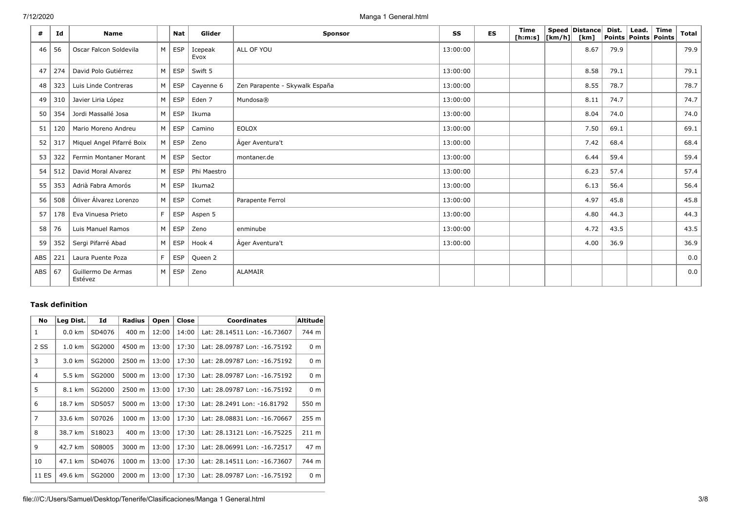| # | Id | Name | | Nat | Glider | Sponsor | SS | ES | Time [h:m:s] | Speed [km/h] | Distance [km] | Dist. Points | Lead. Points | Time Points | Total |
|---|---|---|---|---|---|---|---|---|---|---|---|---|---|---|---|
| 46 | 56 | Oscar Falcon Soldevila | M | ESP | Icepeak Evox | ALL OF YOU | 13:00:00 | | | | 8.67 | 79.9 | | | 79.9 |
| 47 | 274 | David Polo Gutiérrez | M | ESP | Swift 5 | | 13:00:00 | | | | 8.58 | 79.1 | | | 79.1 |
| 48 | 323 | Luis Linde Contreras | M | ESP | Cayenne 6 | Zen Parapente - Skywalk España | 13:00:00 | | | | 8.55 | 78.7 | | | 78.7 |
| 49 | 310 | Javier Liria López | M | ESP | Eden 7 | Mundosa® | 13:00:00 | | | | 8.11 | 74.7 | | | 74.7 |
| 50 | 354 | Jordi Massallé Josa | M | ESP | Ikuma | | 13:00:00 | | | | 8.04 | 74.0 | | | 74.0 |
| 51 | 120 | Mario Moreno Andreu | M | ESP | Camino | EOLOX | 13:00:00 | | | | 7.50 | 69.1 | | | 69.1 |
| 52 | 317 | Miquel Angel Pifarré Boix | M | ESP | Zeno | Àger Aventura't | 13:00:00 | | | | 7.42 | 68.4 | | | 68.4 |
| 53 | 322 | Fermin Montaner Morant | M | ESP | Sector | montaner.de | 13:00:00 | | | | 6.44 | 59.4 | | | 59.4 |
| 54 | 512 | David Moral Alvarez | M | ESP | Phi Maestro | | 13:00:00 | | | | 6.23 | 57.4 | | | 57.4 |
| 55 | 353 | Adrià Fabra Amorós | M | ESP | Ikuma2 | | 13:00:00 | | | | 6.13 | 56.4 | | | 56.4 |
| 56 | 508 | Óliver Álvarez Lorenzo | M | ESP | Comet | Parapente Ferrol | 13:00:00 | | | | 4.97 | 45.8 | | | 45.8 |
| 57 | 178 | Eva Vinuesa Prieto | F | ESP | Aspen 5 | | 13:00:00 | | | | 4.80 | 44.3 | | | 44.3 |
| 58 | 76 | Luis Manuel Ramos | M | ESP | Zeno | enminube | 13:00:00 | | | | 4.72 | 43.5 | | | 43.5 |
| 59 | 352 | Sergi Pifarré Abad | M | ESP | Hook 4 | Àger Aventura't | 13:00:00 | | | | 4.00 | 36.9 | | | 36.9 |
| ABS | 221 | Laura Puente Poza | F | ESP | Queen 2 | | | | | | | | | | 0.0 |
| ABS | 67 | Guillermo De Armas Estévez | M | ESP | Zeno | ALAMAIR | | | | | | | | | 0.0 |

### Task definition

| No | Leg Dist. | Id | Radius | Open | Close | Coordinates | Altitude |
|---|---|---|---|---|---|---|---|
| 1 | 0.0 km | SD4076 | 400 m | 12:00 | 14:00 | Lat: 28.14511 Lon: -16.73607 | 744 m |
| 2 SS | 1.0 km | SG2000 | 4500 m | 13:00 | 17:30 | Lat: 28.09787 Lon: -16.75192 | 0 m |
| 3 | 3.0 km | SG2000 | 2500 m | 13:00 | 17:30 | Lat: 28.09787 Lon: -16.75192 | 0 m |
| 4 | 5.5 km | SG2000 | 5000 m | 13:00 | 17:30 | Lat: 28.09787 Lon: -16.75192 | 0 m |
| 5 | 8.1 km | SG2000 | 2500 m | 13:00 | 17:30 | Lat: 28.09787 Lon: -16.75192 | 0 m |
| 6 | 18.7 km | SD5057 | 5000 m | 13:00 | 17:30 | Lat: 28.2491 Lon: -16.81792 | 550 m |
| 7 | 33.6 km | S07026 | 1000 m | 13:00 | 17:30 | Lat: 28.08831 Lon: -16.70667 | 255 m |
| 8 | 38.7 km | S18023 | 400 m | 13:00 | 17:30 | Lat: 28.13121 Lon: -16.75225 | 211 m |
| 9 | 42.7 km | S08005 | 3000 m | 13:00 | 17:30 | Lat: 28.06991 Lon: -16.72517 | 47 m |
| 10 | 47.1 km | SD4076 | 1000 m | 13:00 | 17:30 | Lat: 28.14511 Lon: -16.73607 | 744 m |
| 11 ES | 49.6 km | SG2000 | 2000 m | 13:00 | 17:30 | Lat: 28.09787 Lon: -16.75192 | 0 m |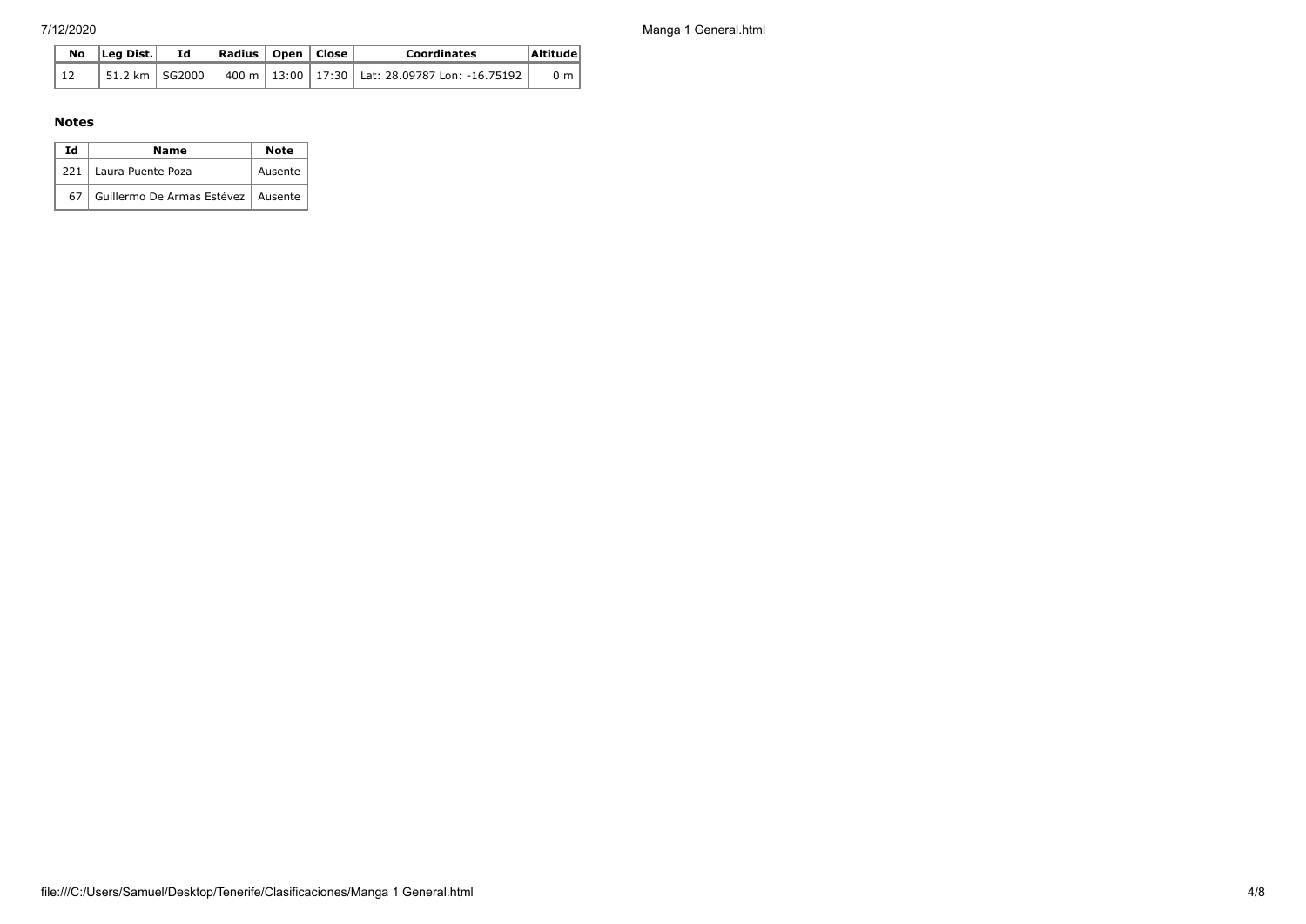| No | Leg Dist. | Id | Radius | Open | Close | Coordinates | Altitude |
|---|---|---|---|---|---|---|---|
| 12 | 51.2 km | SG2000 | 400 m | 13:00 | 17:30 | Lat: 28.09787 Lon: -16.75192 | 0 m |

### Notes

| Id | Name | Note |
|---|---|---|
| 221 | Laura Puente Poza | Ausente |
| 67 | Guillermo De Armas Estévez | Ausente |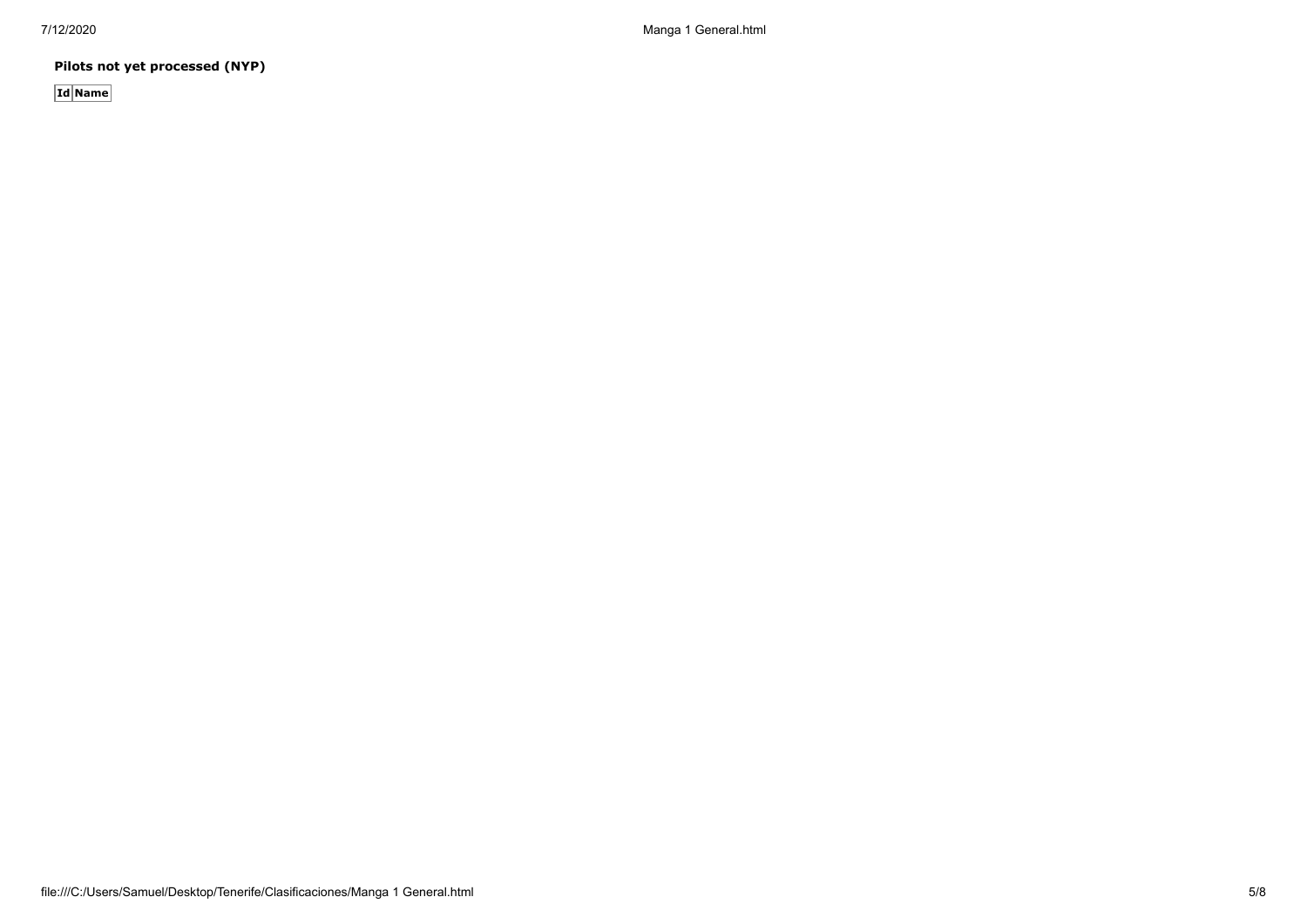**Pilots not yet processed (NYP)**

| Id | Name |
|---|---|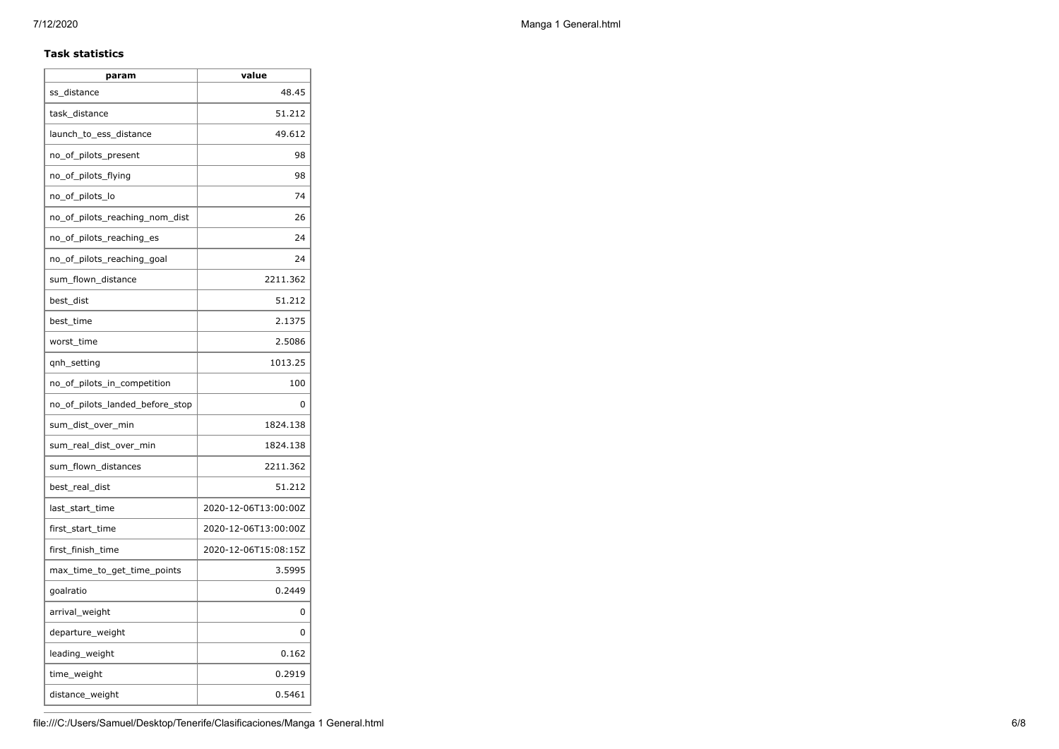**Task statistics**

| param | value |
| --- | --- |
| ss_distance | 48.45 |
| task_distance | 51.212 |
| launch_to_ess_distance | 49.612 |
| no_of_pilots_present | 98 |
| no_of_pilots_flying | 98 |
| no_of_pilots_lo | 74 |
| no_of_pilots_reaching_nom_dist | 26 |
| no_of_pilots_reaching_es | 24 |
| no_of_pilots_reaching_goal | 24 |
| sum_flown_distance | 2211.362 |
| best_dist | 51.212 |
| best_time | 2.1375 |
| worst_time | 2.5086 |
| qnh_setting | 1013.25 |
| no_of_pilots_in_competition | 100 |
| no_of_pilots_landed_before_stop | 0 |
| sum_dist_over_min | 1824.138 |
| sum_real_dist_over_min | 1824.138 |
| sum_flown_distances | 2211.362 |
| best_real_dist | 51.212 |
| last_start_time | 2020-12-06T13:00:00Z |
| first_start_time | 2020-12-06T13:00:00Z |
| first_finish_time | 2020-12-06T15:08:15Z |
| max_time_to_get_time_points | 3.5995 |
| goalratio | 0.2449 |
| arrival_weight | 0 |
| departure_weight | 0 |
| leading_weight | 0.162 |
| time_weight | 0.2919 |
| distance_weight | 0.5461 |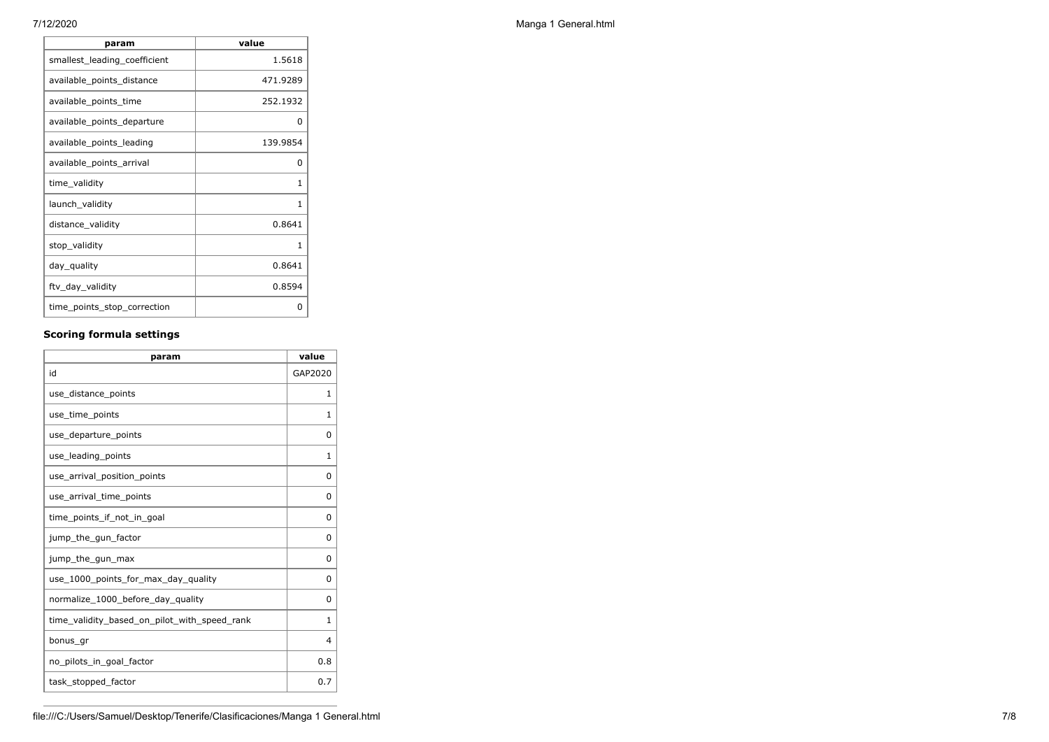| param | value |
| --- | --- |
| smallest_leading_coefficient | 1.5618 |
| available_points_distance | 471.9289 |
| available_points_time | 252.1932 |
| available_points_departure | 0 |
| available_points_leading | 139.9854 |
| available_points_arrival | 0 |
| time_validity | 1 |
| launch_validity | 1 |
| distance_validity | 0.8641 |
| stop_validity | 1 |
| day_quality | 0.8641 |
| ftv_day_validity | 0.8594 |
| time_points_stop_correction | 0 |

### Scoring formula settings

| param | value |
| --- | --- |
| id | GAP2020 |
| use_distance_points | 1 |
| use_time_points | 1 |
| use_departure_points | 0 |
| use_leading_points | 1 |
| use_arrival_position_points | 0 |
| use_arrival_time_points | 0 |
| time_points_if_not_in_goal | 0 |
| jump_the_gun_factor | 0 |
| jump_the_gun_max | 0 |
| use_1000_points_for_max_day_quality | 0 |
| normalize_1000_before_day_quality | 0 |
| time_validity_based_on_pilot_with_speed_rank | 1 |
| bonus_gr | 4 |
| no_pilots_in_goal_factor | 0.8 |
| task_stopped_factor | 0.7 |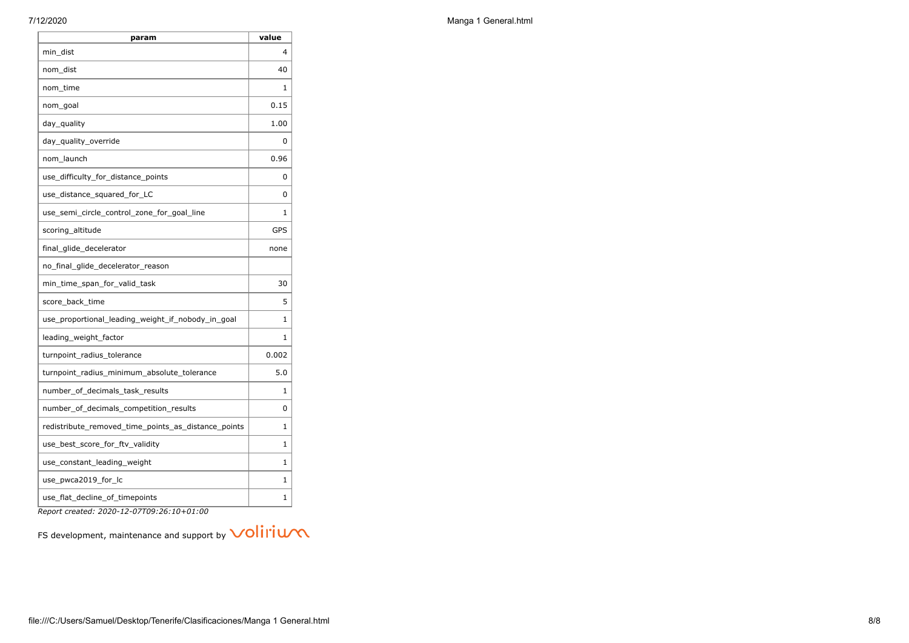| param | value |
|---|---|
| min_dist | 4 |
| nom_dist | 40 |
| nom_time | 1 |
| nom_goal | 0.15 |
| day_quality | 1.00 |
| day_quality_override | 0 |
| nom_launch | 0.96 |
| use_difficulty_for_distance_points | 0 |
| use_distance_squared_for_LC | 0 |
| use_semi_circle_control_zone_for_goal_line | 1 |
| scoring_altitude | GPS |
| final_glide_decelerator | none |
| no_final_glide_decelerator_reason | |
| min_time_span_for_valid_task | 30 |
| score_back_time | 5 |
| use_proportional_leading_weight_if_nobody_in_goal | 1 |
| leading_weight_factor | 1 |
| turnpoint_radius_tolerance | 0.002 |
| turnpoint_radius_minimum_absolute_tolerance | 5.0 |
| number_of_decimals_task_results | 1 |
| number_of_decimals_competition_results | 0 |
| redistribute_removed_time_points_as_distance_points | 1 |
| use_best_score_for_ftv_validity | 1 |
| use_constant_leading_weight | 1 |
| use_pwca2019_for_lc | 1 |
| use_flat_decline_of_timepoints | 1 |

*Report created: 2020-12-07T09:26:10+01:00*

FS development, maintenance and support by volirium